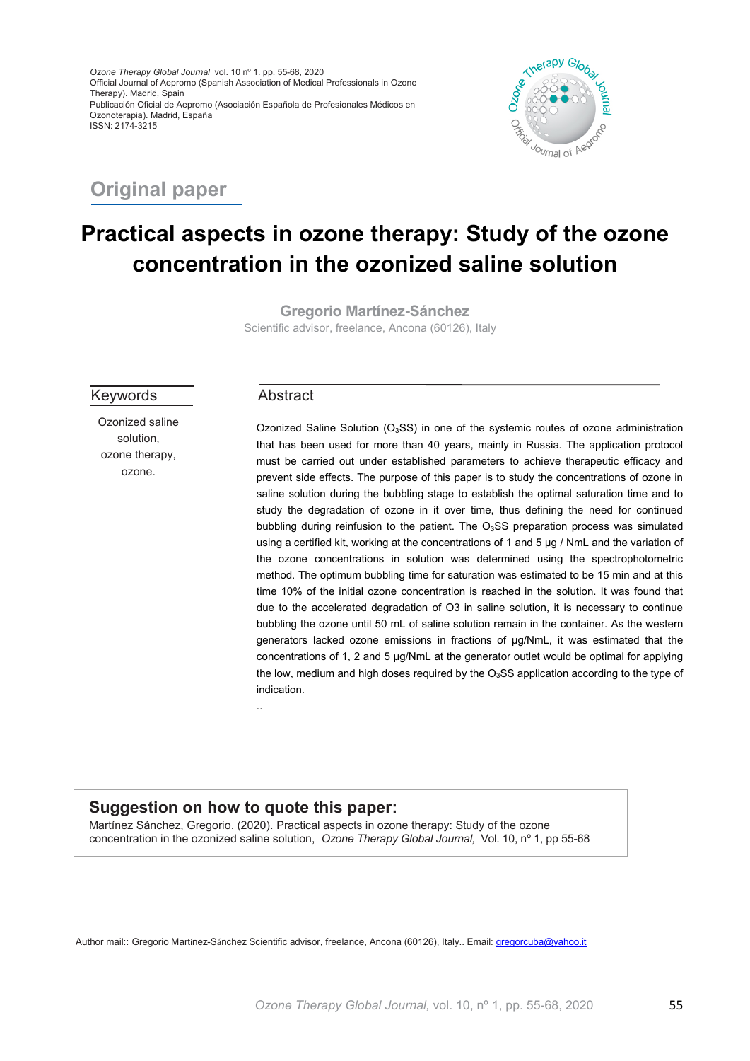*Ozone Therapy Global Journal* vol. 10 nº 1. pp. 55-68, 2020
Official Journal of Aepromo (Spanish Association of Medical Professionals in Ozone Therapy). Madrid, Spain
Publicación Oficial de Aepromo (Asociación Española de Profesionales Médicos en Ozonoterapia). Madrid, España
ISSN: 2174-3215

## Original paper

# Practical aspects in ozone therapy: Study of the ozone concentration in the ozonized saline solution

**Gregorio Martínez-Sánchez**
Scientific advisor, freelance, Ancona (60126), Italy

## Keywords

Ozonized saline solution, ozone therapy, ozone.

## Abstract

Ozonized Saline Solution ($O_3SS$) in one of the systemic routes of ozone administration that has been used for more than 40 years, mainly in Russia. The application protocol must be carried out under established parameters to achieve therapeutic efficacy and prevent side effects. The purpose of this paper is to study the concentrations of ozone in saline solution during the bubbling stage to establish the optimal saturation time and to study the degradation of ozone in it over time, thus defining the need for continued bubbling during reinfusion to the patient. The $O_3SS$ preparation process was simulated using a certified kit, working at the concentrations of 1 and 5 µg / NmL and the variation of the ozone concentrations in solution was determined using the spectrophotometric method. The optimum bubbling time for saturation was estimated to be 15 min and at this time 10% of the initial ozone concentration is reached in the solution. It was found that due to the accelerated degradation of O3 in saline solution, it is necessary to continue bubbling the ozone until 50 mL of saline solution remain in the container. As the western generators lacked ozone emissions in fractions of µg/NmL, it was estimated that the concentrations of 1, 2 and 5 µg/NmL at the generator outlet would be optimal for applying the low, medium and high doses required by the $O_3SS$ application according to the type of indication.

..

## Suggestion on how to quote this paper:

Martínez Sánchez, Gregorio. (2020). Practical aspects in ozone therapy: Study of the ozone concentration in the ozonized saline solution, *Ozone Therapy Global Journal,* Vol. 10, nº 1, pp 55-68

Author mail:: Gregorio Martínez-Sánchez Scientific advisor, freelance, Ancona (60126), Italy.. Email: gregorcuba@yahoo.it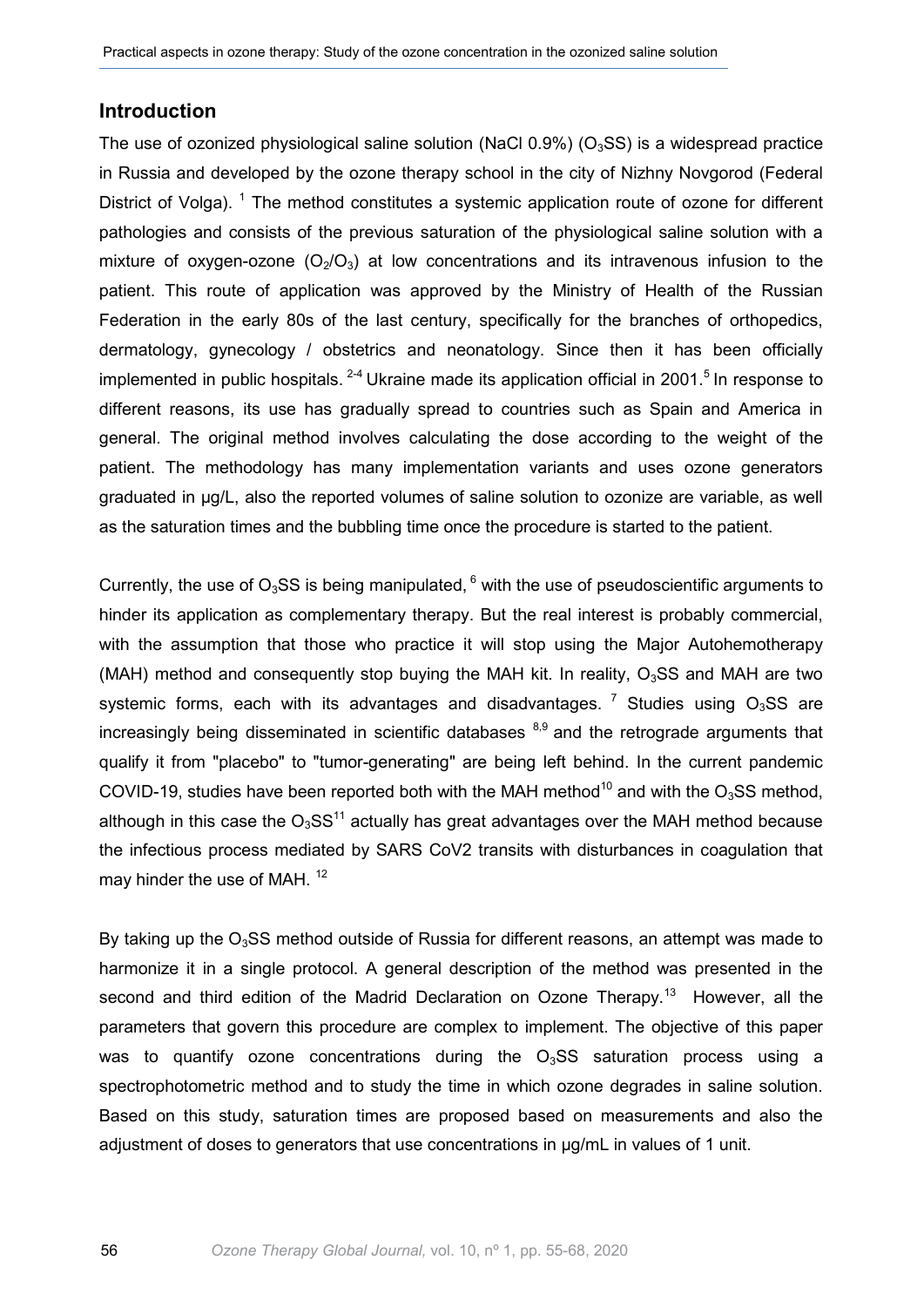## Introduction

The use of ozonized physiological saline solution (NaCl 0.9%) ($O_3$SS) is a widespread practice in Russia and developed by the ozone therapy school in the city of Nizhny Novgorod (Federal District of Volga). [1] The method constitutes a systemic application route of ozone for different pathologies and consists of the previous saturation of the physiological saline solution with a mixture of oxygen-ozone ($O_2$/$O_3$) at low concentrations and its intravenous infusion to the patient. This route of application was approved by the Ministry of Health of the Russian Federation in the early 80s of the last century, specifically for the branches of orthopedics, dermatology, gynecology / obstetrics and neonatology. Since then it has been officially implemented in public hospitals. [2-4] Ukraine made its application official in 2001.[5] In response to different reasons, its use has gradually spread to countries such as Spain and America in general. The original method involves calculating the dose according to the weight of the patient. The methodology has many implementation variants and uses ozone generators graduated in μg/L, also the reported volumes of saline solution to ozonize are variable, as well as the saturation times and the bubbling time once the procedure is started to the patient.

Currently, the use of $O_3$SS is being manipulated, [6] with the use of pseudoscientific arguments to hinder its application as complementary therapy. But the real interest is probably commercial, with the assumption that those who practice it will stop using the Major Autohemotherapy (MAH) method and consequently stop buying the MAH kit. In reality, $O_3$SS and MAH are two systemic forms, each with its advantages and disadvantages. [7] Studies using $O_3$SS are increasingly being disseminated in scientific databases [8,9] and the retrograde arguments that qualify it from "placebo" to "tumor-generating" are being left behind. In the current pandemic COVID-19, studies have been reported both with the MAH method[10] and with the $O_3$SS method, although in this case the $O_3$SS[11] actually has great advantages over the MAH method because the infectious process mediated by SARS CoV2 transits with disturbances in coagulation that may hinder the use of MAH. [12]

By taking up the $O_3$SS method outside of Russia for different reasons, an attempt was made to harmonize it in a single protocol. A general description of the method was presented in the second and third edition of the Madrid Declaration on Ozone Therapy.[13] However, all the parameters that govern this procedure are complex to implement. The objective of this paper was to quantify ozone concentrations during the $O_3$SS saturation process using a spectrophotometric method and to study the time in which ozone degrades in saline solution. Based on this study, saturation times are proposed based on measurements and also the adjustment of doses to generators that use concentrations in μg/mL in values of 1 unit.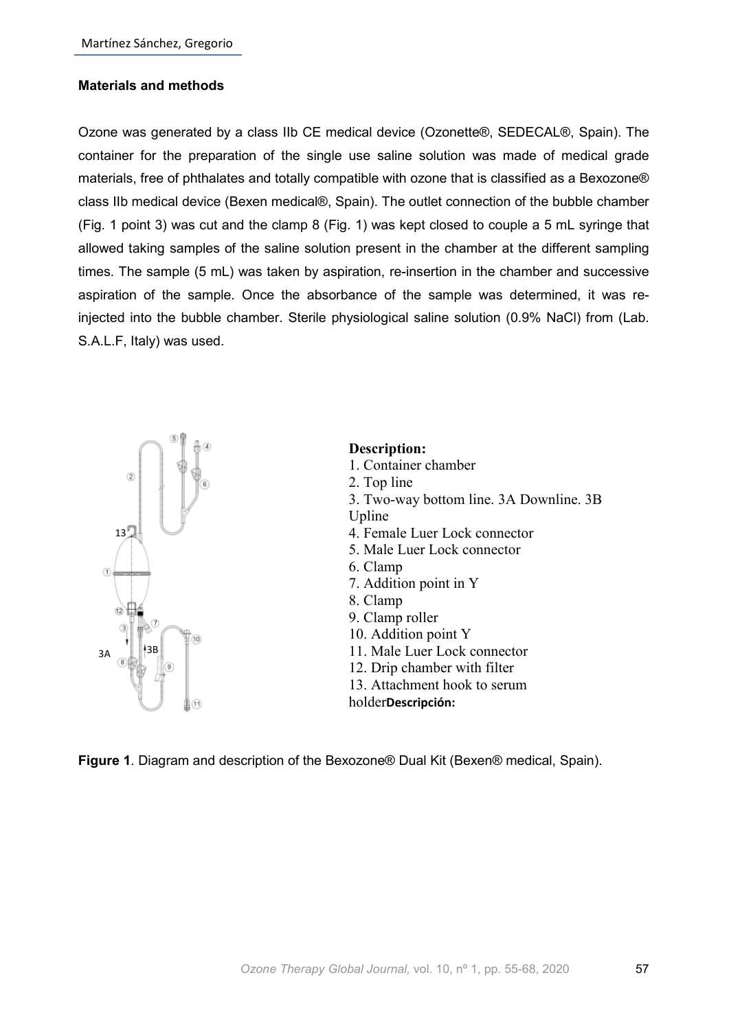### Materials and methods

Ozone was generated by a class IIb CE medical device (Ozonette®, SEDECAL®, Spain). The container for the preparation of the single use saline solution was made of medical grade materials, free of phthalates and totally compatible with ozone that is classified as a Bexozone® class IIb medical device (Bexen medical®, Spain). The outlet connection of the bubble chamber (Fig. 1 point 3) was cut and the clamp 8 (Fig. 1) was kept closed to couple a 5 mL syringe that allowed taking samples of the saline solution present in the chamber at the different sampling times. The sample (5 mL) was taken by aspiration, re-insertion in the chamber and successive aspiration of the sample. Once the absorbance of the sample was determined, it was re-injected into the bubble chamber. Sterile physiological saline solution (0.9% NaCl) from (Lab. S.A.L.F, Italy) was used.

**Description:**

1. Container chamber
2. Top line
3. Two-way bottom line. 3A Downline. 3B Upline
4. Female Luer Lock connector
5. Male Luer Lock connector
6. Clamp
7. Addition point in Y
8. Clamp
9. Clamp roller
10. Addition point Y
11. Male Luer Lock connector
12. Drip chamber with filter
13. Attachment hook to serum holder**Descripción:**

**Figure 1**. Diagram and description of the Bexozone® Dual Kit (Bexen® medical, Spain).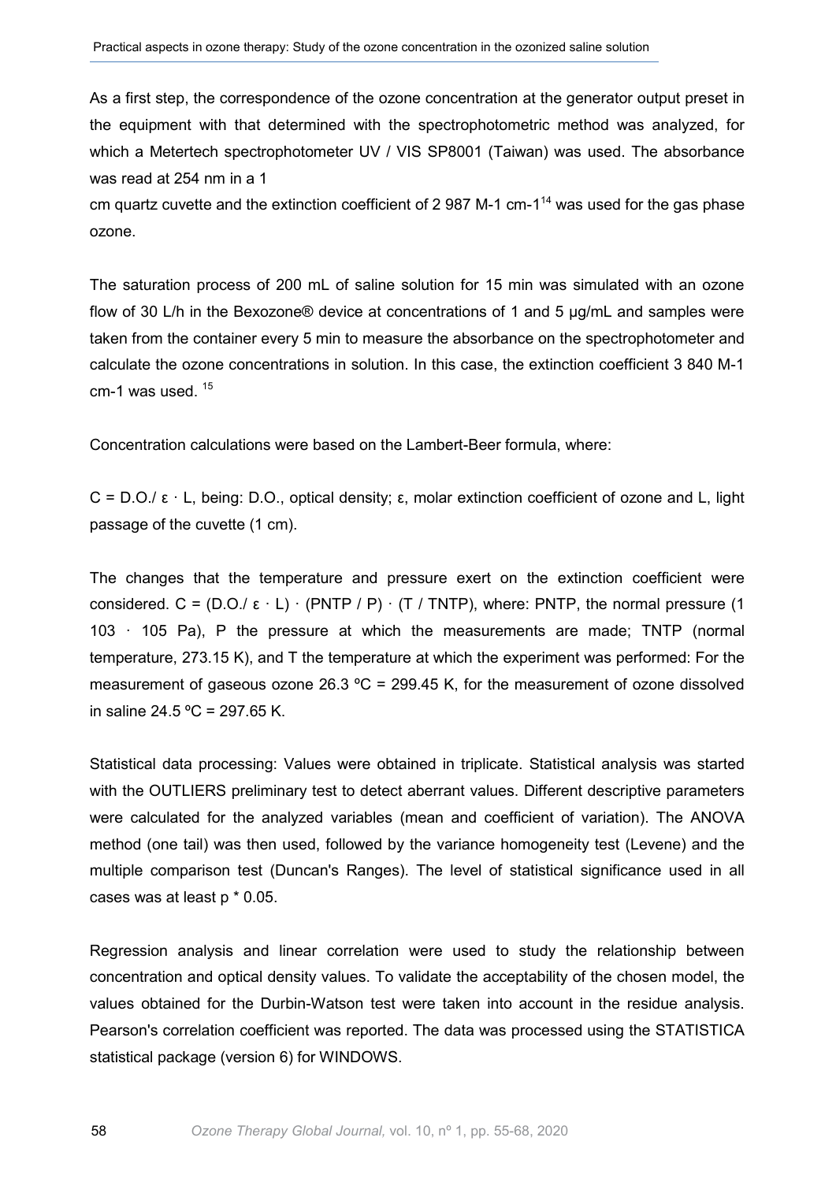As a first step, the correspondence of the ozone concentration at the generator output preset in the equipment with that determined with the spectrophotometric method was analyzed, for which a Metertech spectrophotometer UV / VIS SP8001 (Taiwan) was used. The absorbance was read at 254 nm in a 1 cm quartz cuvette and the extinction coefficient of 2 987 M-1 cm-1[14] was used for the gas phase ozone.

The saturation process of 200 mL of saline solution for 15 min was simulated with an ozone flow of 30 L/h in the Bexozone® device at concentrations of 1 and 5 μg/mL and samples were taken from the container every 5 min to measure the absorbance on the spectrophotometer and calculate the ozone concentrations in solution. In this case, the extinction coefficient 3 840 M-1 cm-1 was used. [15]

Concentration calculations were based on the Lambert-Beer formula, where:

$C = D.O./ \varepsilon \cdot L$, being: D.O., optical density; ε, molar extinction coefficient of ozone and L, light passage of the cuvette (1 cm).

The changes that the temperature and pressure exert on the extinction coefficient were considered. $C = (D.O./ \varepsilon \cdot L) \cdot (P_{NTP} / P) \cdot (T / T_{NTP})$, where: PNTP, the normal pressure (1 103 · 105 Pa), P the pressure at which the measurements are made; TNTP (normal temperature, 273.15 K), and T the temperature at which the experiment was performed: For the measurement of gaseous ozone 26.3 ºC = 299.45 K, for the measurement of ozone dissolved in saline 24.5 ºC = 297.65 K.

Statistical data processing: Values were obtained in triplicate. Statistical analysis was started with the OUTLIERS preliminary test to detect aberrant values. Different descriptive parameters were calculated for the analyzed variables (mean and coefficient of variation). The ANOVA method (one tail) was then used, followed by the variance homogeneity test (Levene) and the multiple comparison test (Duncan's Ranges). The level of statistical significance used in all cases was at least p * 0.05.

Regression analysis and linear correlation were used to study the relationship between concentration and optical density values. To validate the acceptability of the chosen model, the values obtained for the Durbin-Watson test were taken into account in the residue analysis. Pearson's correlation coefficient was reported. The data was processed using the STATISTICA statistical package (version 6) for WINDOWS.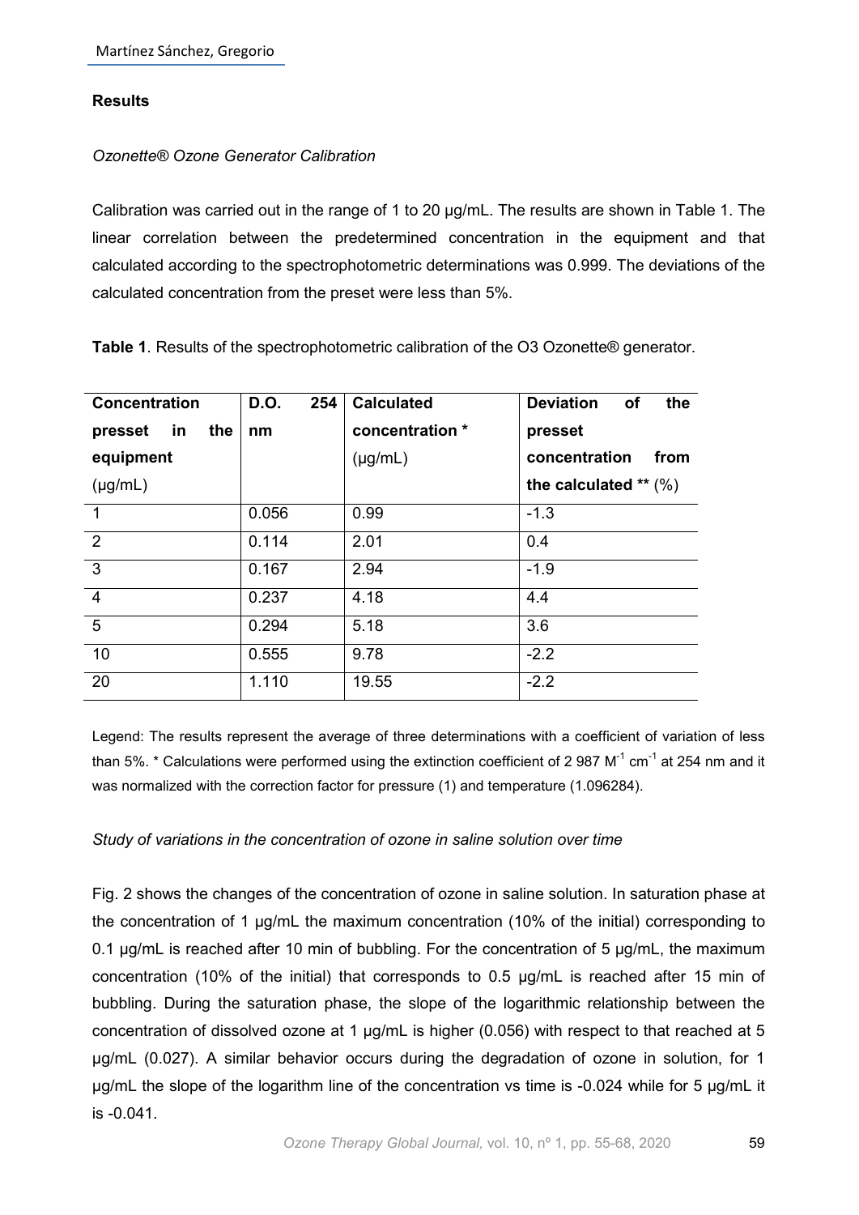## Results

### *Ozonette® Ozone Generator Calibration*

Calibration was carried out in the range of 1 to 20 μg/mL. The results are shown in Table 1. The linear correlation between the predetermined concentration in the equipment and that calculated according to the spectrophotometric determinations was 0.999. The deviations of the calculated concentration from the preset were less than 5%.

**Table 1**. Results of the spectrophotometric calibration of the O3 Ozonette® generator.

| **Concentration presset in the equipment** (μg/mL) | **D.O. 254 nm** | **Calculated concentration \*** (μg/mL) | **Deviation of the presset concentration from the calculated \*\*** (%) |
|---|---|---|---|
| 1 | 0.056 | 0.99 | -1.3 |
| 2 | 0.114 | 2.01 | 0.4 |
| 3 | 0.167 | 2.94 | -1.9 |
| 4 | 0.237 | 4.18 | 4.4 |
| 5 | 0.294 | 5.18 | 3.6 |
| 10 | 0.555 | 9.78 | -2.2 |
| 20 | 1.110 | 19.55 | -2.2 |

Legend: The results represent the average of three determinations with a coefficient of variation of less than 5%. * Calculations were performed using the extinction coefficient of 2 987 $M^{-1}$ $cm^{-1}$ at 254 nm and it was normalized with the correction factor for pressure (1) and temperature (1.096284).

### *Study of variations in the concentration of ozone in saline solution over time*

Fig. 2 shows the changes of the concentration of ozone in saline solution. In saturation phase at the concentration of 1 μg/mL the maximum concentration (10% of the initial) corresponding to 0.1 μg/mL is reached after 10 min of bubbling. For the concentration of 5 μg/mL, the maximum concentration (10% of the initial) that corresponds to 0.5 μg/mL is reached after 15 min of bubbling. During the saturation phase, the slope of the logarithmic relationship between the concentration of dissolved ozone at 1 μg/mL is higher (0.056) with respect to that reached at 5 μg/mL (0.027). A similar behavior occurs during the degradation of ozone in solution, for 1 μg/mL the slope of the logarithm line of the concentration vs time is -0.024 while for 5 μg/mL it is -0.041.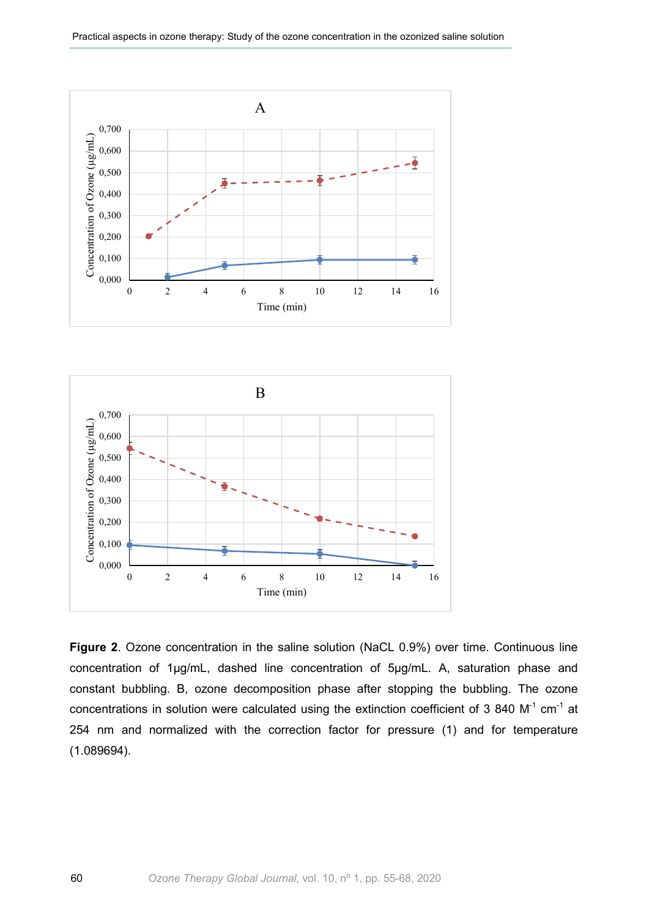**Figure 2**. Ozone concentration in the saline solution (NaCL 0.9%) over time. Continuous line concentration of 1µg/mL, dashed line concentration of 5µg/mL. A, saturation phase and constant bubbling. B, ozone decomposition phase after stopping the bubbling. The ozone concentrations in solution were calculated using the extinction coefficient of 3 840 $M^{-1}$ $cm^{-1}$ at 254 nm and normalized with the correction factor for pressure (1) and for temperature (1.089694).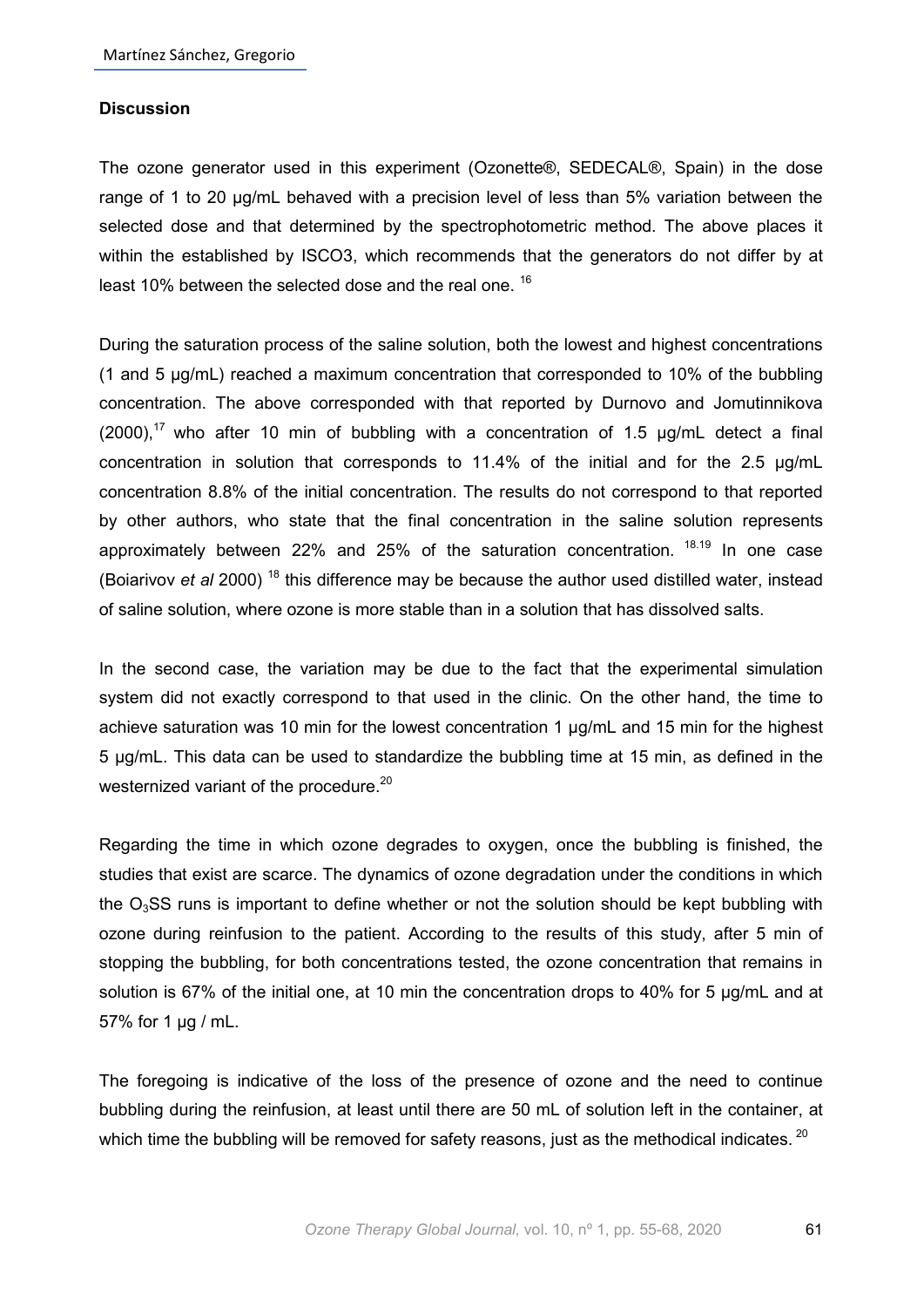## Discussion

The ozone generator used in this experiment (Ozonette®, SEDECAL®, Spain) in the dose range of 1 to 20 µg/mL behaved with a precision level of less than 5% variation between the selected dose and that determined by the spectrophotometric method. The above places it within the established by ISCO3, which recommends that the generators do not differ by at least 10% between the selected dose and the real one. [16]

During the saturation process of the saline solution, both the lowest and highest concentrations (1 and 5 µg/mL) reached a maximum concentration that corresponded to 10% of the bubbling concentration. The above corresponded with that reported by Durnovo and Jomutinnikova (2000),[17] who after 10 min of bubbling with a concentration of 1.5 µg/mL detect a final concentration in solution that corresponds to 11.4% of the initial and for the 2.5 µg/mL concentration 8.8% of the initial concentration. The results do not correspond to that reported by other authors, who state that the final concentration in the saline solution represents approximately between 22% and 25% of the saturation concentration. [18.19] In one case (Boiarivov *et al* 2000) [18] this difference may be because the author used distilled water, instead of saline solution, where ozone is more stable than in a solution that has dissolved salts.

In the second case, the variation may be due to the fact that the experimental simulation system did not exactly correspond to that used in the clinic. On the other hand, the time to achieve saturation was 10 min for the lowest concentration 1 µg/mL and 15 min for the highest 5 µg/mL. This data can be used to standardize the bubbling time at 15 min, as defined in the westernized variant of the procedure.[20]

Regarding the time in which ozone degrades to oxygen, once the bubbling is finished, the studies that exist are scarce. The dynamics of ozone degradation under the conditions in which the $O_3$SS runs is important to define whether or not the solution should be kept bubbling with ozone during reinfusion to the patient. According to the results of this study, after 5 min of stopping the bubbling, for both concentrations tested, the ozone concentration that remains in solution is 67% of the initial one, at 10 min the concentration drops to 40% for 5 µg/mL and at 57% for 1 µg / mL.

The foregoing is indicative of the loss of the presence of ozone and the need to continue bubbling during the reinfusion, at least until there are 50 mL of solution left in the container, at which time the bubbling will be removed for safety reasons, just as the methodical indicates. [20]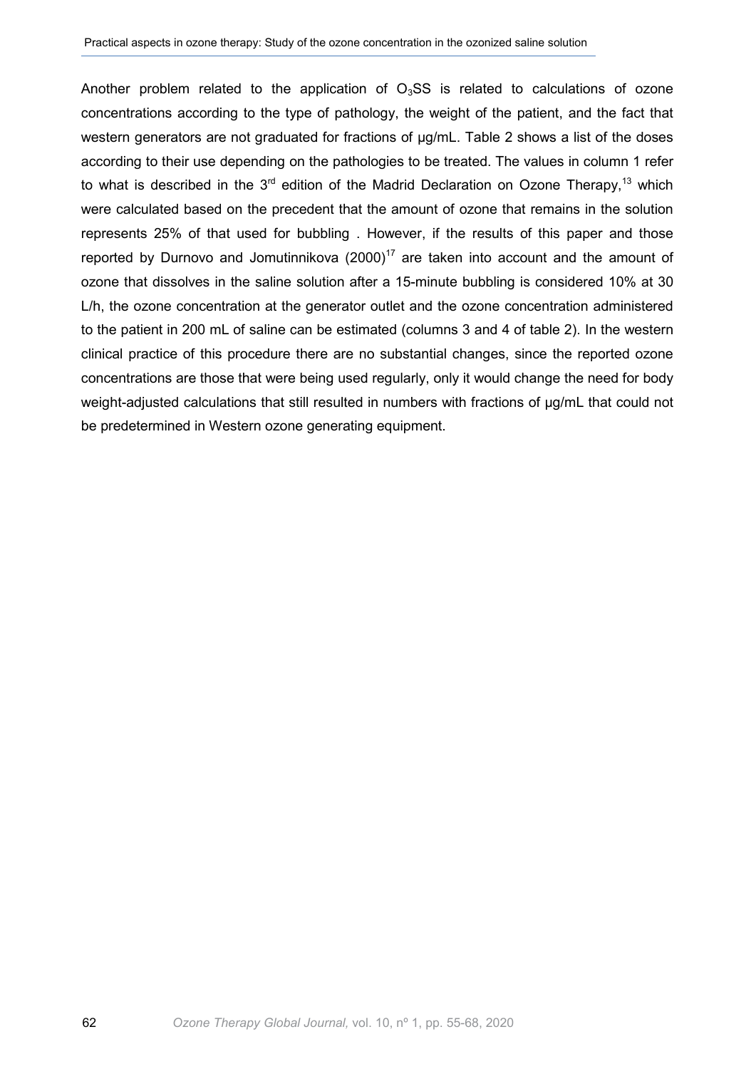Another problem related to the application of $O_3SS$ is related to calculations of ozone concentrations according to the type of pathology, the weight of the patient, and the fact that western generators are not graduated for fractions of μg/mL. Table 2 shows a list of the doses according to their use depending on the pathologies to be treated. The values in column 1 refer to what is described in the 3rd edition of the Madrid Declaration on Ozone Therapy,[13] which were calculated based on the precedent that the amount of ozone that remains in the solution represents 25% of that used for bubbling . However, if the results of this paper and those reported by Durnovo and Jomutinnikova (2000)[17] are taken into account and the amount of ozone that dissolves in the saline solution after a 15-minute bubbling is considered 10% at 30 L/h, the ozone concentration at the generator outlet and the ozone concentration administered to the patient in 200 mL of saline can be estimated (columns 3 and 4 of table 2). In the western clinical practice of this procedure there are no substantial changes, since the reported ozone concentrations are those that were being used regularly, only it would change the need for body weight-adjusted calculations that still resulted in numbers with fractions of μg/mL that could not be predetermined in Western ozone generating equipment.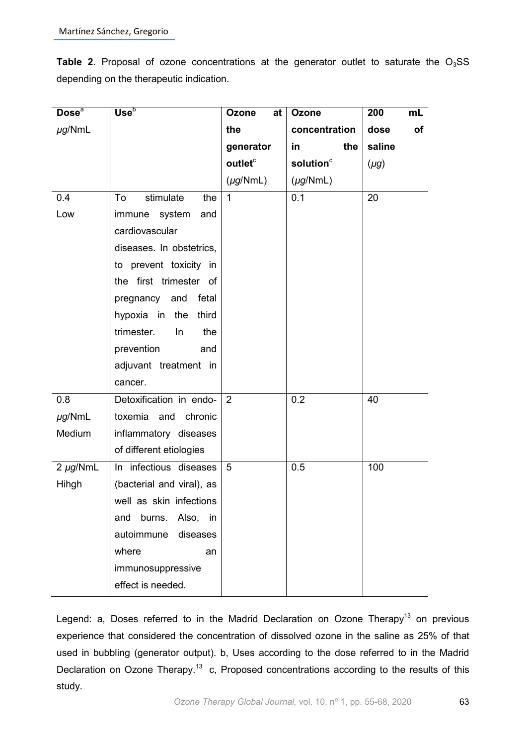**Table 2**. Proposal of ozone concentrations at the generator outlet to saturate the $O_3SS$ depending on the therapeutic indication.

| Dose[a] μg/NmL | Use[b] | Ozone at the generator outlet[c] (μg/NmL) | Ozone concentration in the solution[c] (μg/NmL) | 200 mL dose of saline (μg) |
|---|---|---|---|---|
| 0.4 Low | To stimulate the immune system and cardiovascular diseases. In obstetrics, to prevent toxicity in the first trimester of pregnancy and fetal hypoxia in the third trimester. In the prevention and adjuvant treatment in cancer. | 1 | 0.1 | 20 |
| 0.8 μg/NmL Medium | Detoxification in endo-toxemia and chronic inflammatory diseases of different etiologies | 2 | 0.2 | 40 |
| 2 μg/NmL Hihgh | In infectious diseases (bacterial and viral), as well as skin infections and burns. Also, in autoimmune diseases where an immunosuppressive effect is needed. | 5 | 0.5 | 100 |

Legend: a, Doses referred to in the Madrid Declaration on Ozone Therapy[13] on previous experience that considered the concentration of dissolved ozone in the saline as 25% of that used in bubbling (generator output). b, Uses according to the dose referred to in the Madrid Declaration on Ozone Therapy.[13] c, Proposed concentrations according to the results of this study.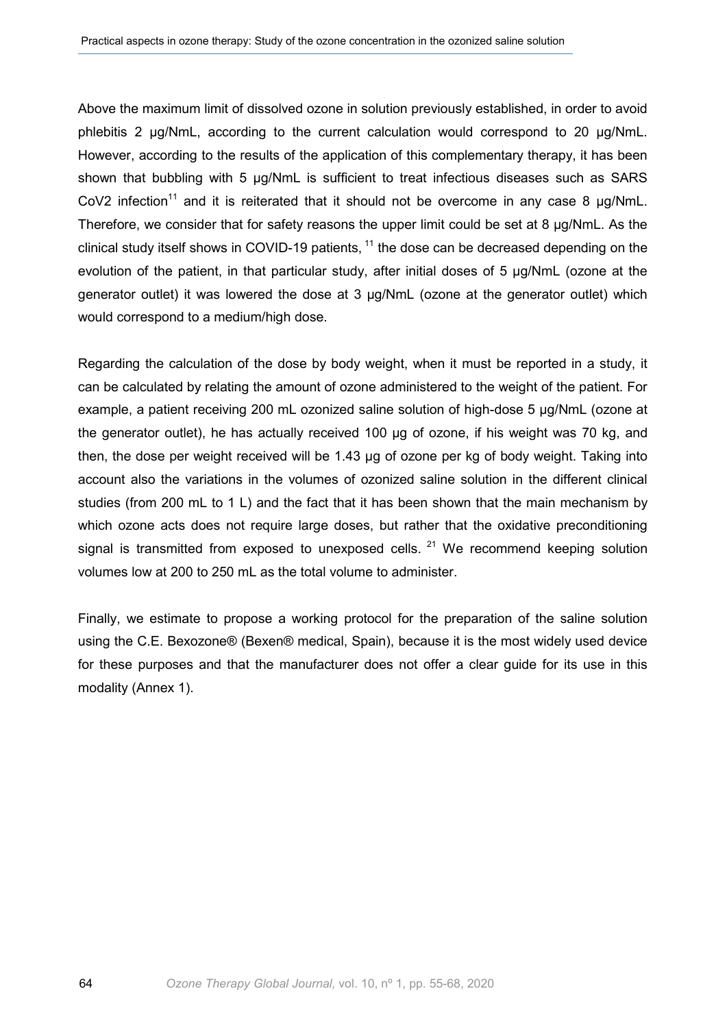Above the maximum limit of dissolved ozone in solution previously established, in order to avoid phlebitis 2 µg/NmL, according to the current calculation would correspond to 20 µg/NmL. However, according to the results of the application of this complementary therapy, it has been shown that bubbling with 5 µg/NmL is sufficient to treat infectious diseases such as SARS CoV2 infection[11] and it is reiterated that it should not be overcome in any case 8 µg/NmL. Therefore, we consider that for safety reasons the upper limit could be set at 8 µg/NmL. As the clinical study itself shows in COVID-19 patients, [11] the dose can be decreased depending on the evolution of the patient, in that particular study, after initial doses of 5 µg/NmL (ozone at the generator outlet) it was lowered the dose at 3 µg/NmL (ozone at the generator outlet) which would correspond to a medium/high dose.

Regarding the calculation of the dose by body weight, when it must be reported in a study, it can be calculated by relating the amount of ozone administered to the weight of the patient. For example, a patient receiving 200 mL ozonized saline solution of high-dose 5 µg/NmL (ozone at the generator outlet), he has actually received 100 µg of ozone, if his weight was 70 kg, and then, the dose per weight received will be 1.43 µg of ozone per kg of body weight. Taking into account also the variations in the volumes of ozonized saline solution in the different clinical studies (from 200 mL to 1 L) and the fact that it has been shown that the main mechanism by which ozone acts does not require large doses, but rather that the oxidative preconditioning signal is transmitted from exposed to unexposed cells. [21] We recommend keeping solution volumes low at 200 to 250 mL as the total volume to administer.

Finally, we estimate to propose a working protocol for the preparation of the saline solution using the C.E. Bexozone® (Bexen® medical, Spain), because it is the most widely used device for these purposes and that the manufacturer does not offer a clear guide for its use in this modality (Annex 1).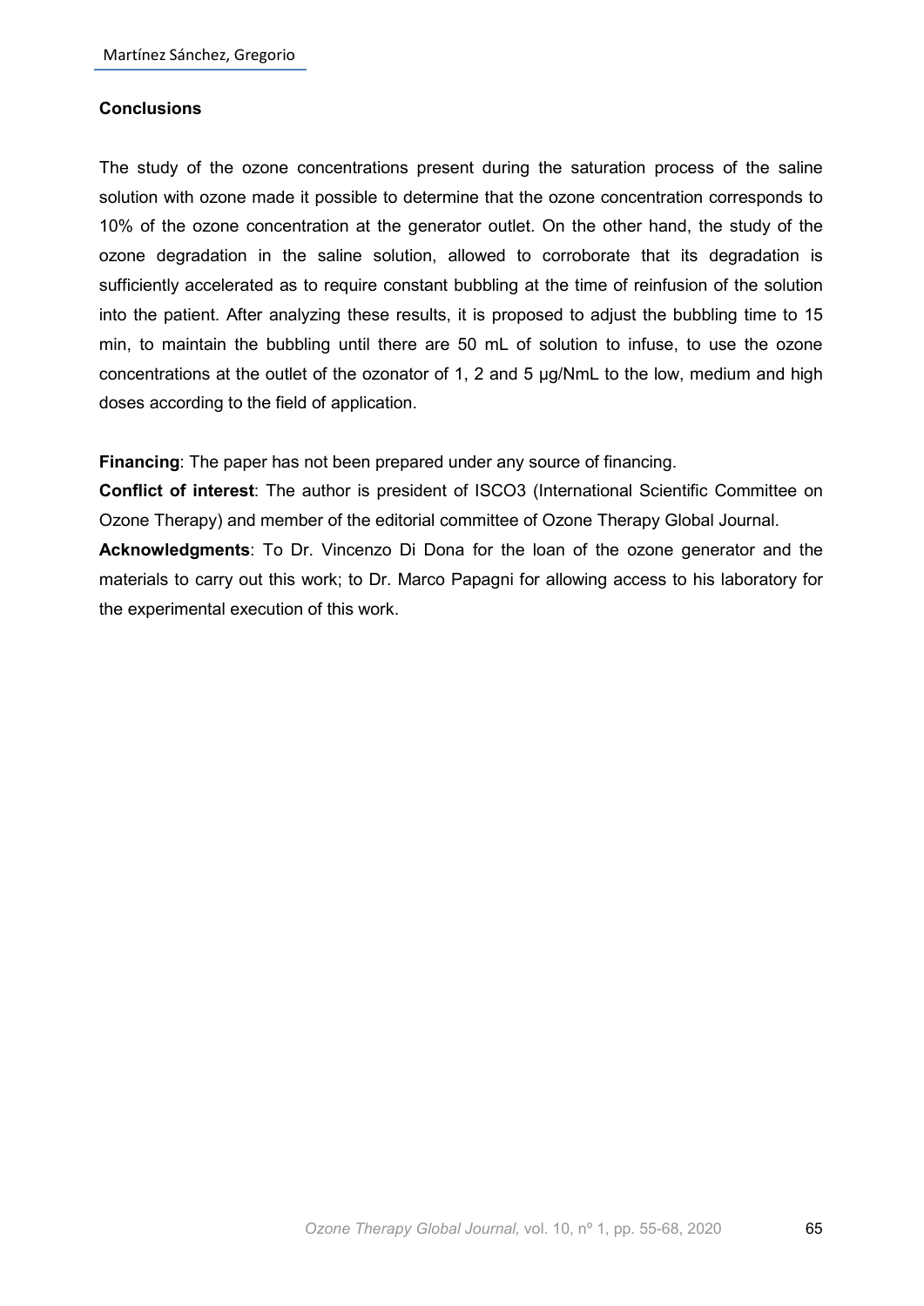## Conclusions

The study of the ozone concentrations present during the saturation process of the saline solution with ozone made it possible to determine that the ozone concentration corresponds to 10% of the ozone concentration at the generator outlet. On the other hand, the study of the ozone degradation in the saline solution, allowed to corroborate that its degradation is sufficiently accelerated as to require constant bubbling at the time of reinfusion of the solution into the patient. After analyzing these results, it is proposed to adjust the bubbling time to 15 min, to maintain the bubbling until there are 50 mL of solution to infuse, to use the ozone concentrations at the outlet of the ozonator of 1, 2 and 5 μg/NmL to the low, medium and high doses according to the field of application.

**Financing**: The paper has not been prepared under any source of financing.

**Conflict of interest**: The author is president of ISCO3 (International Scientific Committee on Ozone Therapy) and member of the editorial committee of Ozone Therapy Global Journal.

**Acknowledgments**: To Dr. Vincenzo Di Dona for the loan of the ozone generator and the materials to carry out this work; to Dr. Marco Papagni for allowing access to his laboratory for the experimental execution of this work.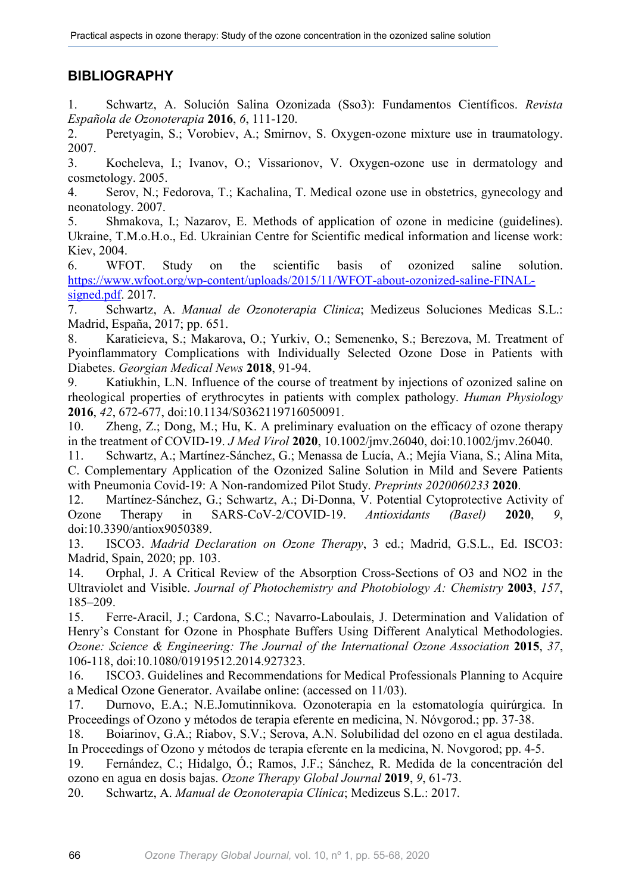## BIBLIOGRAPHY

1. Schwartz, A. Solución Salina Ozonizada (Sso3): Fundamentos Científicos. *Revista Española de Ozonoterapia* **2016**, *6*, 111-120.
2. Peretyagin, S.; Vorobiev, A.; Smirnov, S. Oxygen-ozone mixture use in traumatology. 2007.
3. Kocheleva, I.; Ivanov, O.; Vissarionov, V. Oxygen-ozone use in dermatology and cosmetology. 2005.
4. Serov, N.; Fedorova, T.; Kachalina, T. Medical ozone use in obstetrics, gynecology and neonatology. 2007.
5. Shmakova, I.; Nazarov, E. Methods of application of ozone in medicine (guidelines). Ukraine, T.M.o.H.o., Ed. Ukrainian Centre for Scientific medical information and license work: Kiev, 2004.
6. WFOT. Study on the scientific basis of ozonized saline solution. https://www.wfoot.org/wp-content/uploads/2015/11/WFOT-about-ozonized-saline-FINAL-signed.pdf. 2017.
7. Schwartz, A. *Manual de Ozonoterapia Clinica*; Medizeus Soluciones Medicas S.L.: Madrid, España, 2017; pp. 651.
8. Karatieieva, S.; Makarova, O.; Yurkiv, O.; Semenenko, S.; Berezova, M. Treatment of Pyoinflammatory Complications with Individually Selected Ozone Dose in Patients with Diabetes. *Georgian Medical News* **2018**, 91-94.
9. Katiukhin, L.N. Influence of the course of treatment by injections of ozonized saline on rheological properties of erythrocytes in patients with complex pathology. *Human Physiology* **2016**, *42*, 672-677, doi:10.1134/S0362119716050091.
10. Zheng, Z.; Dong, M.; Hu, K. A preliminary evaluation on the efficacy of ozone therapy in the treatment of COVID-19. *J Med Virol* **2020**, 10.1002/jmv.26040, doi:10.1002/jmv.26040.
11. Schwartz, A.; Martínez-Sánchez, G.; Menassa de Lucía, A.; Mejía Viana, S.; Alina Mita, C. Complementary Application of the Ozonized Saline Solution in Mild and Severe Patients with Pneumonia Covid-19: A Non-randomized Pilot Study. *Preprints 2020060233* **2020**.
12. Martínez-Sánchez, G.; Schwartz, A.; Di-Donna, V. Potential Cytoprotective Activity of Ozone Therapy in SARS-CoV-2/COVID-19. *Antioxidants (Basel)* **2020**, *9*, doi:10.3390/antiox9050389.
13. ISCO3. *Madrid Declaration on Ozone Therapy*, 3 ed.; Madrid, G.S.L., Ed. ISCO3: Madrid, Spain, 2020; pp. 103.
14. Orphal, J. A Critical Review of the Absorption Cross-Sections of O3 and NO2 in the Ultraviolet and Visible. *Journal of Photochemistry and Photobiology A: Chemistry* **2003**, *157*, 185–209.
15. Ferre-Aracil, J.; Cardona, S.C.; Navarro-Laboulais, J. Determination and Validation of Henry's Constant for Ozone in Phosphate Buffers Using Different Analytical Methodologies. *Ozone: Science & Engineering: The Journal of the International Ozone Association* **2015**, *37*, 106-118, doi:10.1080/01919512.2014.927323.
16. ISCO3. Guidelines and Recommendations for Medical Professionals Planning to Acquire a Medical Ozone Generator. Availabe online: (accessed on 11/03).
17. Durnovo, E.A.; N.E.Jomutinnikova. Ozonoterapia en la estomatología quirúrgica. In Proceedings of Ozono y métodos de terapia eferente en medicina, N. Nóvgorod.; pp. 37-38.
18. Boiarinov, G.A.; Riabov, S.V.; Serova, A.N. Solubilidad del ozono en el agua destilada. In Proceedings of Ozono y métodos de terapia eferente en la medicina, N. Novgorod; pp. 4-5.
19. Fernández, C.; Hidalgo, Ó.; Ramos, J.F.; Sánchez, R. Medida de la concentración del ozono en agua en dosis bajas. *Ozone Therapy Global Journal* **2019**, *9*, 61-73.
20. Schwartz, A. *Manual de Ozonoterapia Clínica*; Medizeus S.L.: 2017.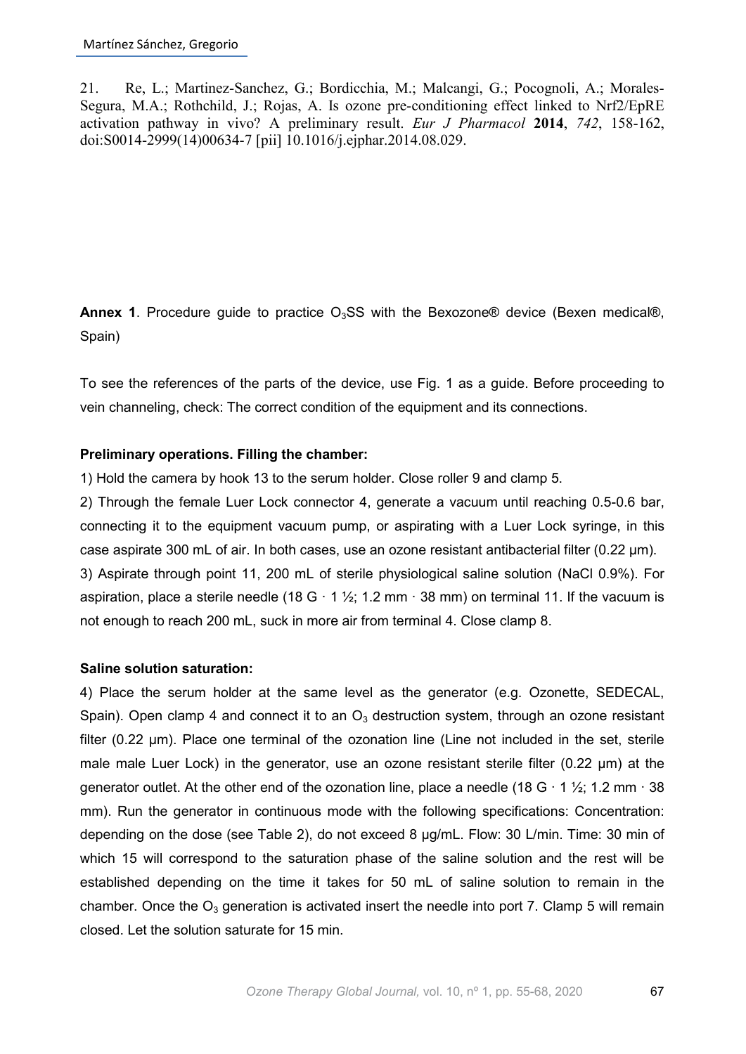21. Re, L.; Martinez-Sanchez, G.; Bordicchia, M.; Malcangi, G.; Pocognoli, A.; Morales-Segura, M.A.; Rothchild, J.; Rojas, A. Is ozone pre-conditioning effect linked to Nrf2/EpRE activation pathway in vivo? A preliminary result. *Eur J Pharmacol* **2014**, *742*, 158-162, doi:S0014-2999(14)00634-7 [pii] 10.1016/j.ejphar.2014.08.029.

**Annex 1**. Procedure guide to practice $O_3$SS with the Bexozone® device (Bexen medical®, Spain)

To see the references of the parts of the device, use Fig. 1 as a guide. Before proceeding to vein channeling, check: The correct condition of the equipment and its connections.

**Preliminary operations. Filling the chamber:**

1) Hold the camera by hook 13 to the serum holder. Close roller 9 and clamp 5.

2) Through the female Luer Lock connector 4, generate a vacuum until reaching 0.5-0.6 bar, connecting it to the equipment vacuum pump, or aspirating with a Luer Lock syringe, in this case aspirate 300 mL of air. In both cases, use an ozone resistant antibacterial filter (0.22 µm).

3) Aspirate through point 11, 200 mL of sterile physiological saline solution (NaCl 0.9%). For aspiration, place a sterile needle (18 G · 1 ½; 1.2 mm · 38 mm) on terminal 11. If the vacuum is not enough to reach 200 mL, suck in more air from terminal 4. Close clamp 8.

**Saline solution saturation:**

4) Place the serum holder at the same level as the generator (e.g. Ozonette, SEDECAL, Spain). Open clamp 4 and connect it to an $O_3$ destruction system, through an ozone resistant filter (0.22 µm). Place one terminal of the ozonation line (Line not included in the set, sterile male male Luer Lock) in the generator, use an ozone resistant sterile filter (0.22 µm) at the generator outlet. At the other end of the ozonation line, place a needle (18 G · 1 ½; 1.2 mm · 38 mm). Run the generator in continuous mode with the following specifications: Concentration: depending on the dose (see Table 2), do not exceed 8 µg/mL. Flow: 30 L/min. Time: 30 min of which 15 will correspond to the saturation phase of the saline solution and the rest will be established depending on the time it takes for 50 mL of saline solution to remain in the chamber. Once the $O_3$ generation is activated insert the needle into port 7. Clamp 5 will remain closed. Let the solution saturate for 15 min.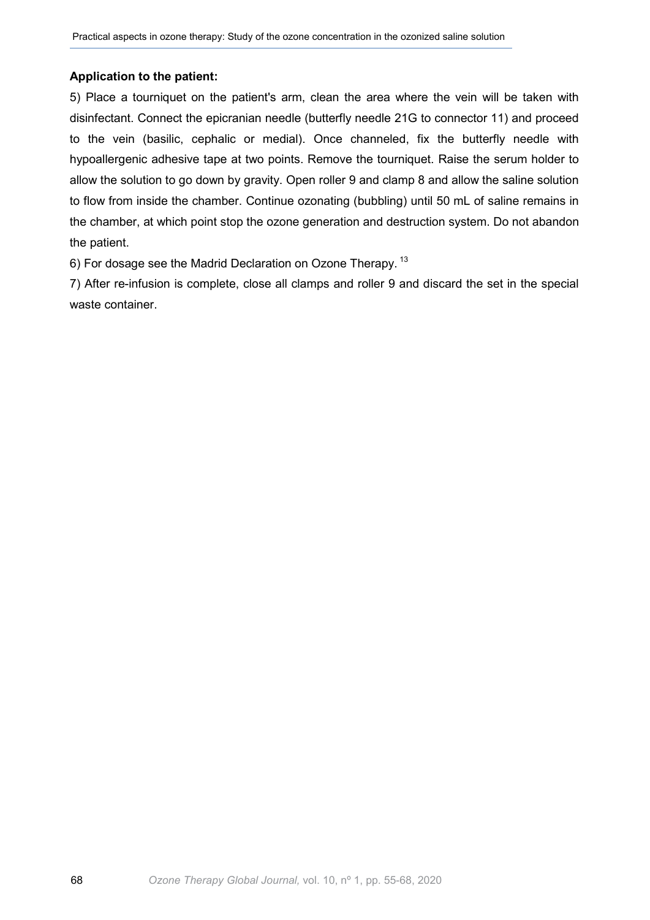**Application to the patient:**

5) Place a tourniquet on the patient's arm, clean the area where the vein will be taken with disinfectant. Connect the epicranian needle (butterfly needle 21G to connector 11) and proceed to the vein (basilic, cephalic or medial). Once channeled, fix the butterfly needle with hypoallergenic adhesive tape at two points. Remove the tourniquet. Raise the serum holder to allow the solution to go down by gravity. Open roller 9 and clamp 8 and allow the saline solution to flow from inside the chamber. Continue ozonating (bubbling) until 50 mL of saline remains in the chamber, at which point stop the ozone generation and destruction system. Do not abandon the patient.

6) For dosage see the Madrid Declaration on Ozone Therapy. [13]

7) After re-infusion is complete, close all clamps and roller 9 and discard the set in the special waste container.